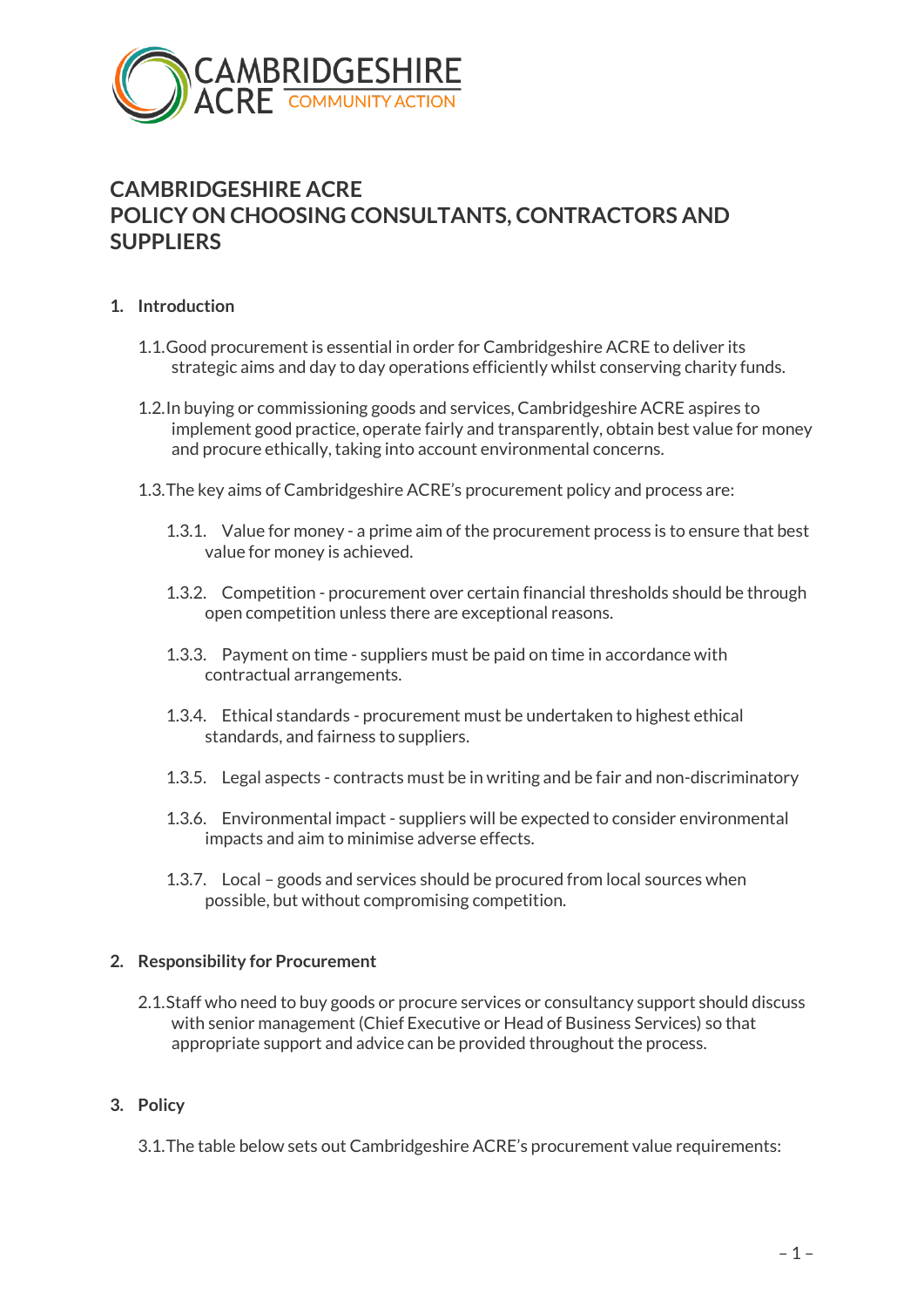# CAMBRIDGESHIRE ACRE
# POLICY ON CHOOSING CONSULTANTS, CONTRACTORS AND SUPPLIERS

## 1. Introduction

1.1. Good procurement is essential in order for Cambridgeshire ACRE to deliver its strategic aims and day to day operations efficiently whilst conserving charity funds.

1.2. In buying or commissioning goods and services, Cambridgeshire ACRE aspires to implement good practice, operate fairly and transparently, obtain best value for money and procure ethically, taking into account environmental concerns.

1.3. The key aims of Cambridgeshire ACRE's procurement policy and process are:

1.3.1. Value for money - a prime aim of the procurement process is to ensure that best value for money is achieved.

1.3.2. Competition - procurement over certain financial thresholds should be through open competition unless there are exceptional reasons.

1.3.3. Payment on time - suppliers must be paid on time in accordance with contractual arrangements.

1.3.4. Ethical standards - procurement must be undertaken to highest ethical standards, and fairness to suppliers.

1.3.5. Legal aspects - contracts must be in writing and be fair and non-discriminatory

1.3.6. Environmental impact - suppliers will be expected to consider environmental impacts and aim to minimise adverse effects.

1.3.7. Local – goods and services should be procured from local sources when possible, but without compromising competition.

## 2. Responsibility for Procurement

2.1. Staff who need to buy goods or procure services or consultancy support should discuss with senior management (Chief Executive or Head of Business Services) so that appropriate support and advice can be provided throughout the process.

## 3. Policy

3.1. The table below sets out Cambridgeshire ACRE's procurement value requirements: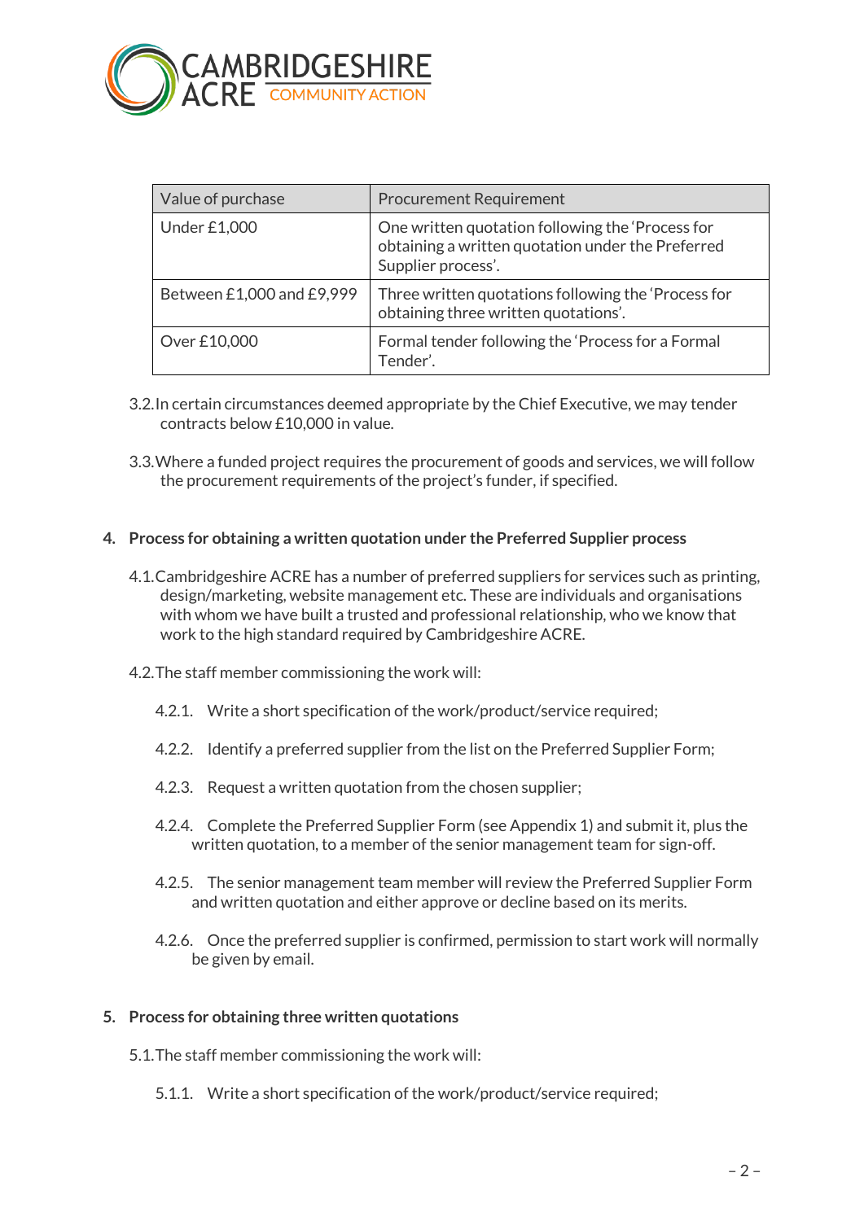| Value of purchase | Procurement Requirement |
|---|---|
| Under £1,000 | One written quotation following the 'Process for obtaining a written quotation under the Preferred Supplier process'. |
| Between £1,000 and £9,999 | Three written quotations following the 'Process for obtaining three written quotations'. |
| Over £10,000 | Formal tender following the 'Process for a Formal Tender'. |

3.2. In certain circumstances deemed appropriate by the Chief Executive, we may tender contracts below £10,000 in value.

3.3. Where a funded project requires the procurement of goods and services, we will follow the procurement requirements of the project's funder, if specified.

## 4. Process for obtaining a written quotation under the Preferred Supplier process

4.1. Cambridgeshire ACRE has a number of preferred suppliers for services such as printing, design/marketing, website management etc. These are individuals and organisations with whom we have built a trusted and professional relationship, who we know that work to the high standard required by Cambridgeshire ACRE.

4.2. The staff member commissioning the work will:

4.2.1. Write a short specification of the work/product/service required;

4.2.2. Identify a preferred supplier from the list on the Preferred Supplier Form;

4.2.3. Request a written quotation from the chosen supplier;

4.2.4. Complete the Preferred Supplier Form (see Appendix 1) and submit it, plus the written quotation, to a member of the senior management team for sign-off.

4.2.5. The senior management team member will review the Preferred Supplier Form and written quotation and either approve or decline based on its merits.

4.2.6. Once the preferred supplier is confirmed, permission to start work will normally be given by email.

## 5. Process for obtaining three written quotations

5.1. The staff member commissioning the work will:

5.1.1. Write a short specification of the work/product/service required;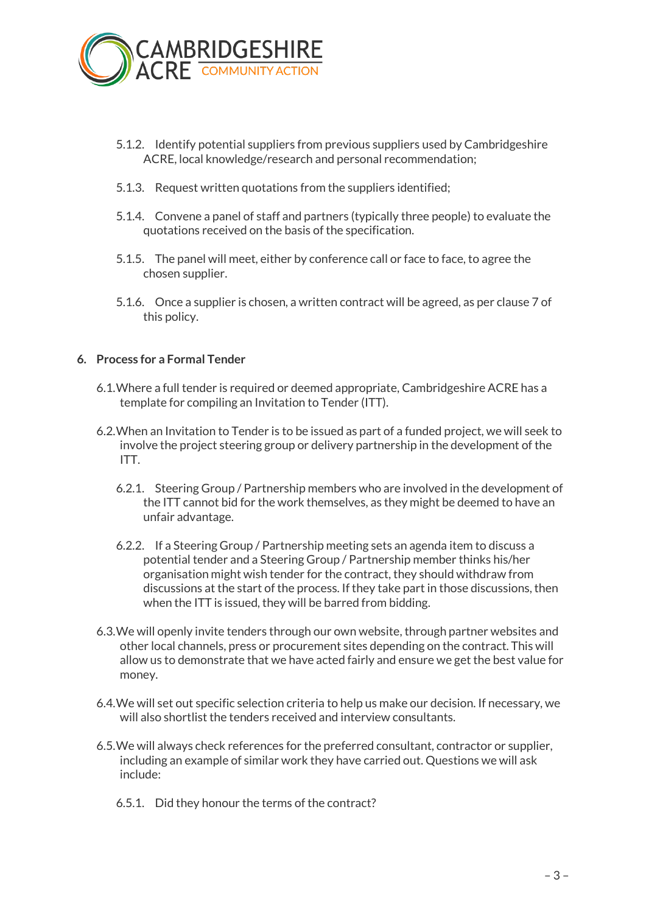5.1.2. Identify potential suppliers from previous suppliers used by Cambridgeshire ACRE, local knowledge/research and personal recommendation;

5.1.3. Request written quotations from the suppliers identified;

5.1.4. Convene a panel of staff and partners (typically three people) to evaluate the quotations received on the basis of the specification.

5.1.5. The panel will meet, either by conference call or face to face, to agree the chosen supplier.

5.1.6. Once a supplier is chosen, a written contract will be agreed, as per clause 7 of this policy.

## 6. Process for a Formal Tender

6.1. Where a full tender is required or deemed appropriate, Cambridgeshire ACRE has a template for compiling an Invitation to Tender (ITT).

6.2. When an Invitation to Tender is to be issued as part of a funded project, we will seek to involve the project steering group or delivery partnership in the development of the ITT.

6.2.1. Steering Group / Partnership members who are involved in the development of the ITT cannot bid for the work themselves, as they might be deemed to have an unfair advantage.

6.2.2. If a Steering Group / Partnership meeting sets an agenda item to discuss a potential tender and a Steering Group / Partnership member thinks his/her organisation might wish tender for the contract, they should withdraw from discussions at the start of the process. If they take part in those discussions, then when the ITT is issued, they will be barred from bidding.

6.3. We will openly invite tenders through our own website, through partner websites and other local channels, press or procurement sites depending on the contract. This will allow us to demonstrate that we have acted fairly and ensure we get the best value for money.

6.4. We will set out specific selection criteria to help us make our decision. If necessary, we will also shortlist the tenders received and interview consultants.

6.5. We will always check references for the preferred consultant, contractor or supplier, including an example of similar work they have carried out. Questions we will ask include:

6.5.1. Did they honour the terms of the contract?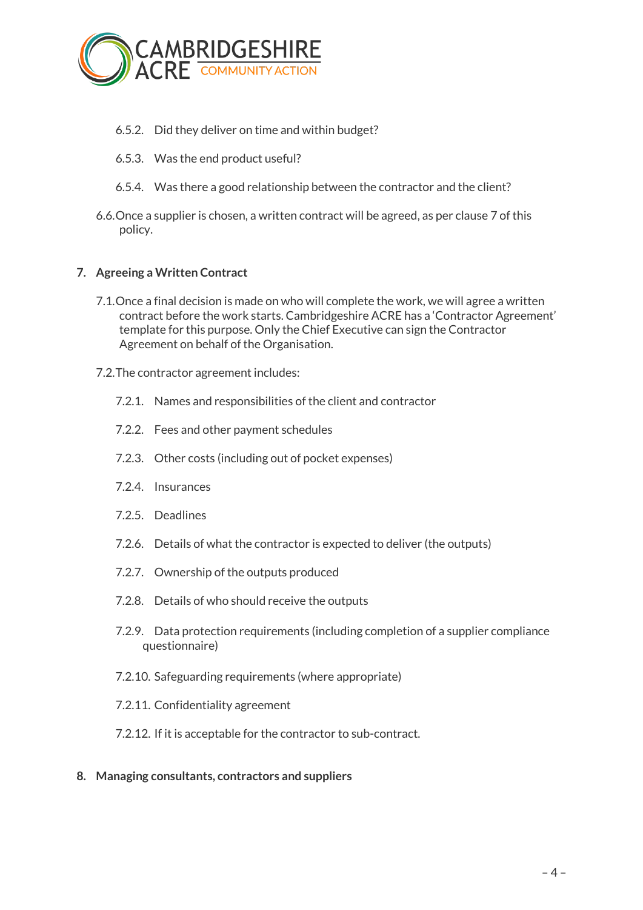6.5.2. Did they deliver on time and within budget?

6.5.3. Was the end product useful?

6.5.4. Was there a good relationship between the contractor and the client?

6.6. Once a supplier is chosen, a written contract will be agreed, as per clause 7 of this policy.

## 7. Agreeing a Written Contract

7.1. Once a final decision is made on who will complete the work, we will agree a written contract before the work starts. Cambridgeshire ACRE has a 'Contractor Agreement' template for this purpose. Only the Chief Executive can sign the Contractor Agreement on behalf of the Organisation.

7.2. The contractor agreement includes:

7.2.1. Names and responsibilities of the client and contractor

7.2.2. Fees and other payment schedules

7.2.3. Other costs (including out of pocket expenses)

7.2.4. Insurances

7.2.5. Deadlines

7.2.6. Details of what the contractor is expected to deliver (the outputs)

7.2.7. Ownership of the outputs produced

7.2.8. Details of who should receive the outputs

7.2.9. Data protection requirements (including completion of a supplier compliance questionnaire)

7.2.10. Safeguarding requirements (where appropriate)

7.2.11. Confidentiality agreement

7.2.12. If it is acceptable for the contractor to sub-contract.

## 8. Managing consultants, contractors and suppliers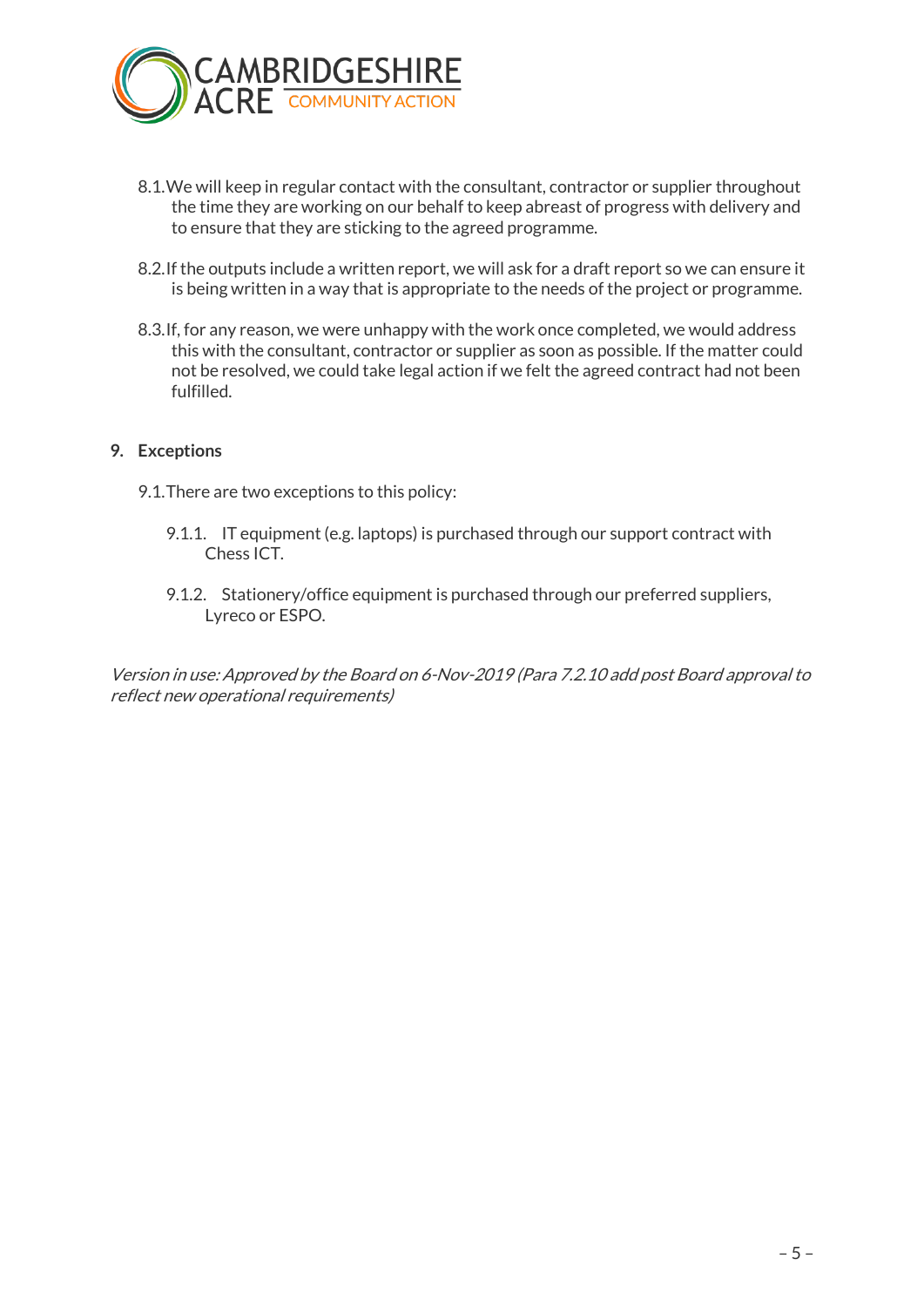8.1. We will keep in regular contact with the consultant, contractor or supplier throughout the time they are working on our behalf to keep abreast of progress with delivery and to ensure that they are sticking to the agreed programme.

8.2. If the outputs include a written report, we will ask for a draft report so we can ensure it is being written in a way that is appropriate to the needs of the project or programme.

8.3. If, for any reason, we were unhappy with the work once completed, we would address this with the consultant, contractor or supplier as soon as possible. If the matter could not be resolved, we could take legal action if we felt the agreed contract had not been fulfilled.

## 9. Exceptions

9.1. There are two exceptions to this policy:

9.1.1. IT equipment (e.g. laptops) is purchased through our support contract with Chess ICT.

9.1.2. Stationery/office equipment is purchased through our preferred suppliers, Lyreco or ESPO.

*Version in use: Approved by the Board on 6-Nov-2019 (Para 7.2.10 add post Board approval to reflect new operational requirements)*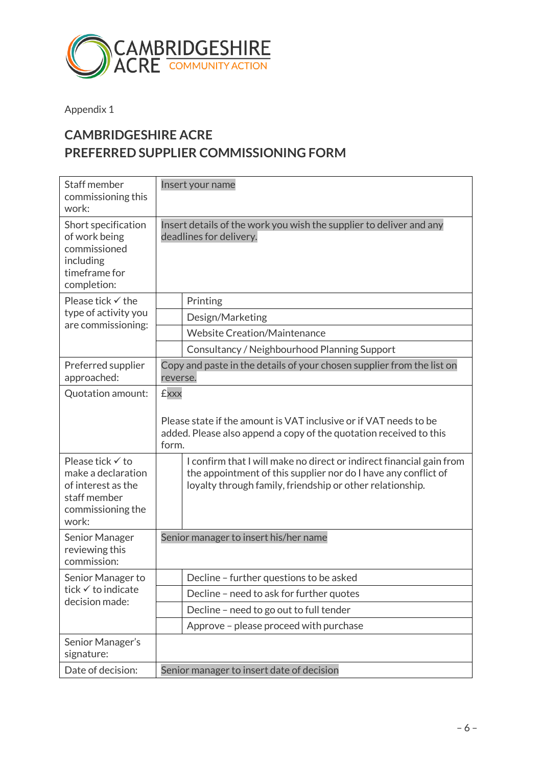Appendix 1

## CAMBRIDGESHIRE ACRE
## PREFERRED SUPPLIER COMMISSIONING FORM

| | | |
|---|---|---|
| Staff member commissioning this work: | Insert your name | |
| Short specification of work being commissioned including timeframe for completion: | Insert details of the work you wish the supplier to deliver and any deadlines for delivery. | |
| Please tick ✓ the type of activity you are commissioning: | | Printing |
| | | Design/Marketing |
| | | Website Creation/Maintenance |
| | | Consultancy / Neighbourhood Planning Support |
| Preferred supplier approached: | Copy and paste in the details of your chosen supplier from the list on reverse. | |
| Quotation amount: | £xxx<br><br>Please state if the amount is VAT inclusive or if VAT needs to be added. Please also append a copy of the quotation received to this form. | |
| Please tick ✓ to make a declaration of interest as the staff member commissioning the work: | | I confirm that I will make no direct or indirect financial gain from the appointment of this supplier nor do I have any conflict of loyalty through family, friendship or other relationship. |
| Senior Manager reviewing this commission: | Senior manager to insert his/her name | |
| Senior Manager to tick ✓ to indicate decision made: | | Decline – further questions to be asked |
| | | Decline – need to ask for further quotes |
| | | Decline – need to go out to full tender |
| | | Approve – please proceed with purchase |
| Senior Manager's signature: | | |
| Date of decision: | Senior manager to insert date of decision | |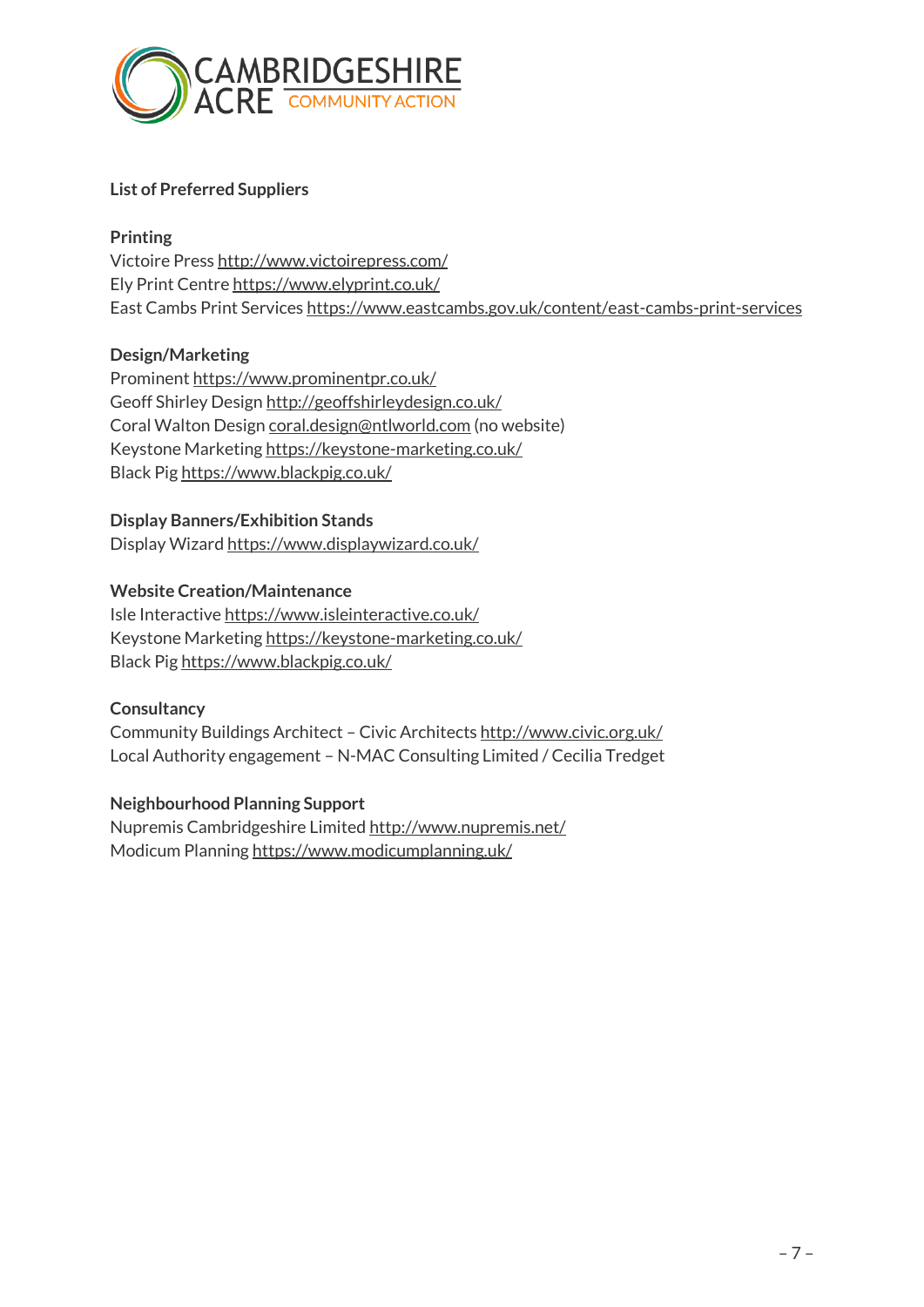**List of Preferred Suppliers**

**Printing**
Victoire Press http://www.victoirepress.com/
Ely Print Centre https://www.elyprint.co.uk/
East Cambs Print Services https://www.eastcambs.gov.uk/content/east-cambs-print-services

**Design/Marketing**
Prominent https://www.prominentpr.co.uk/
Geoff Shirley Design http://geoffshirleydesign.co.uk/
Coral Walton Design coral.design@ntlworld.com (no website)
Keystone Marketing https://keystone-marketing.co.uk/
Black Pig https://www.blackpig.co.uk/

**Display Banners/Exhibition Stands**
Display Wizard https://www.displaywizard.co.uk/

**Website Creation/Maintenance**
Isle Interactive https://www.isleinteractive.co.uk/
Keystone Marketing https://keystone-marketing.co.uk/
Black Pig https://www.blackpig.co.uk/

**Consultancy**
Community Buildings Architect – Civic Architects http://www.civic.org.uk/
Local Authority engagement – N-MAC Consulting Limited / Cecilia Tredget

**Neighbourhood Planning Support**
Nupremis Cambridgeshire Limited http://www.nupremis.net/
Modicum Planning https://www.modicumplanning.uk/